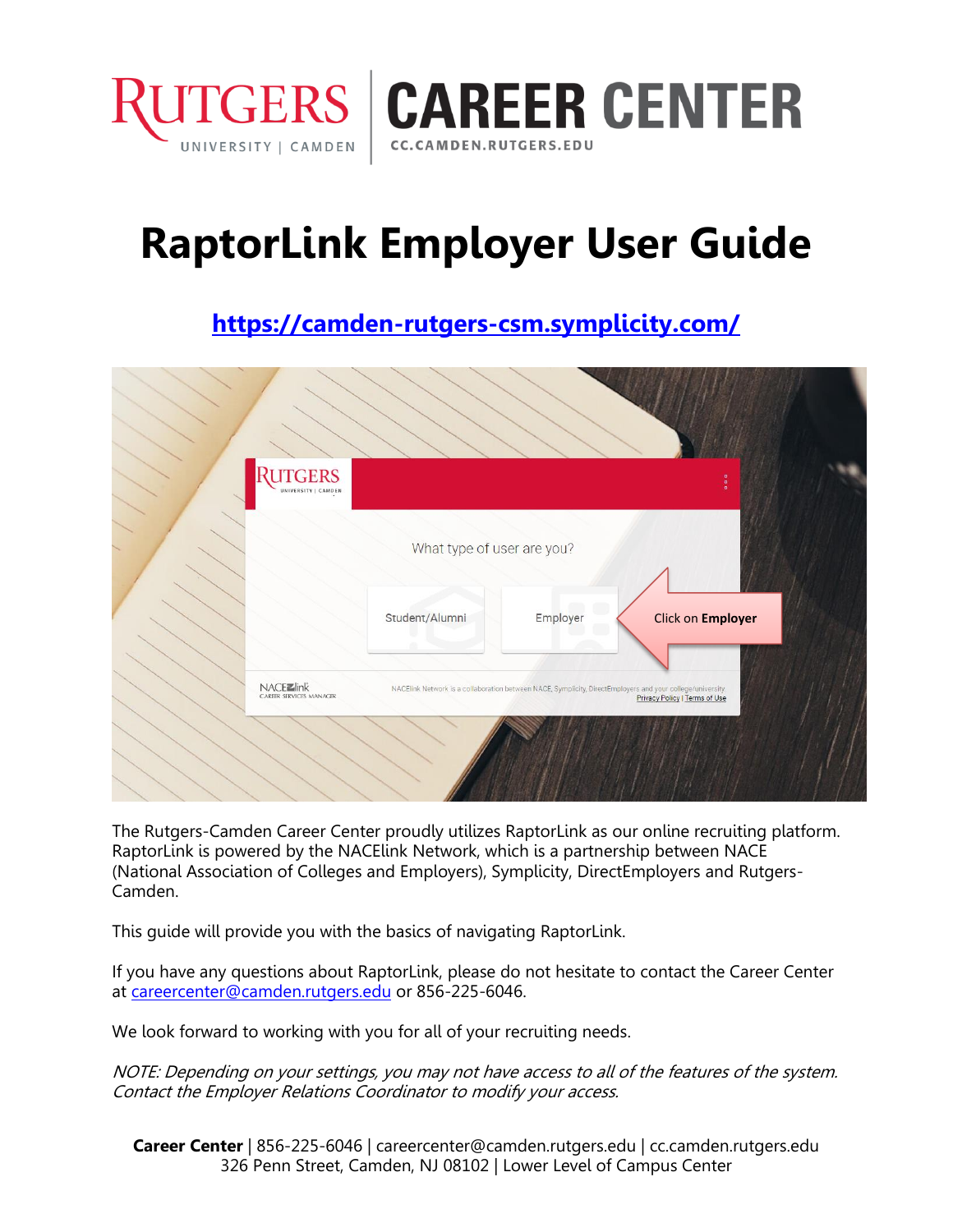# RaptorLink Employer User Guide

**https://camden-rutgers-csm.symplicity.com/**

The Rutgers-Camden Career Center proudly utilizes RaptorLink as our online recruiting platform. RaptorLink is powered by the NACElink Network, which is a partnership between NACE (National Association of Colleges and Employers), Symplicity, DirectEmployers and Rutgers-Camden.

This guide will provide you with the basics of navigating RaptorLink.

If you have any questions about RaptorLink, please do not hesitate to contact the Career Center at careercenter@camden.rutgers.edu or 856-225-6046.

We look forward to working with you for all of your recruiting needs.

*NOTE: Depending on your settings, you may not have access to all of the features of the system. Contact the Employer Relations Coordinator to modify your access.*

**Career Center** | 856-225-6046 | careercenter@camden.rutgers.edu | cc.camden.rutgers.edu
326 Penn Street, Camden, NJ 08102 | Lower Level of Campus Center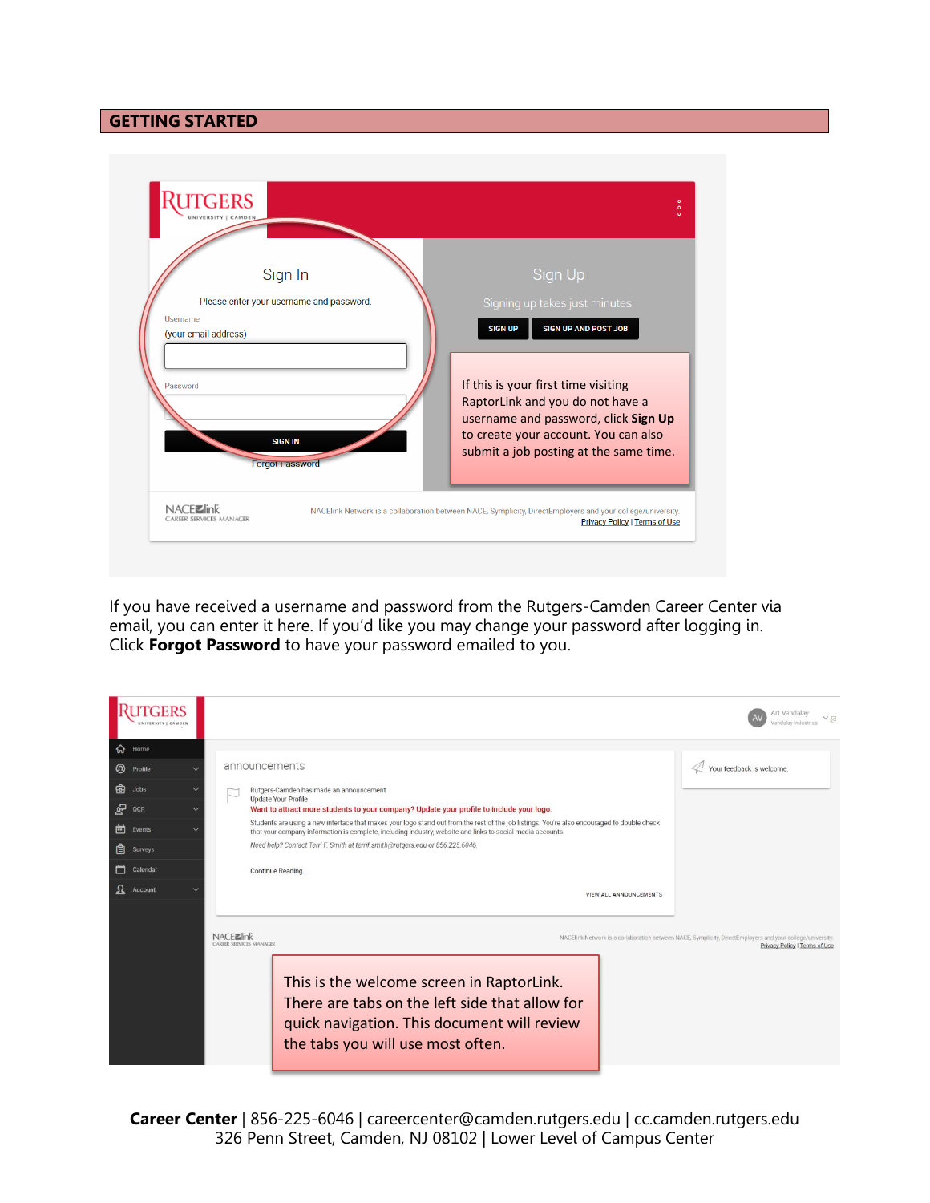## GETTING STARTED

Sign In

Please enter your username and password.

Username
(your email address)

Password

SIGN IN

Forgot Password

Sign Up

Signing up takes just minutes

SIGN UP | SIGN UP AND POST JOB

If this is your first time visiting RaptorLink and you do not have a username and password, click **Sign Up** to create your account. You can also submit a job posting at the same time.

If you have received a username and password from the Rutgers-Camden Career Center via email, you can enter it here. If you'd like you may change your password after logging in. Click **Forgot Password** to have your password emailed to you.

This is the welcome screen in RaptorLink. There are tabs on the left side that allow for quick navigation. This document will review the tabs you will use most often.

**Career Center** | 856-225-6046 | careercenter@camden.rutgers.edu | cc.camden.rutgers.edu
326 Penn Street, Camden, NJ 08102 | Lower Level of Campus Center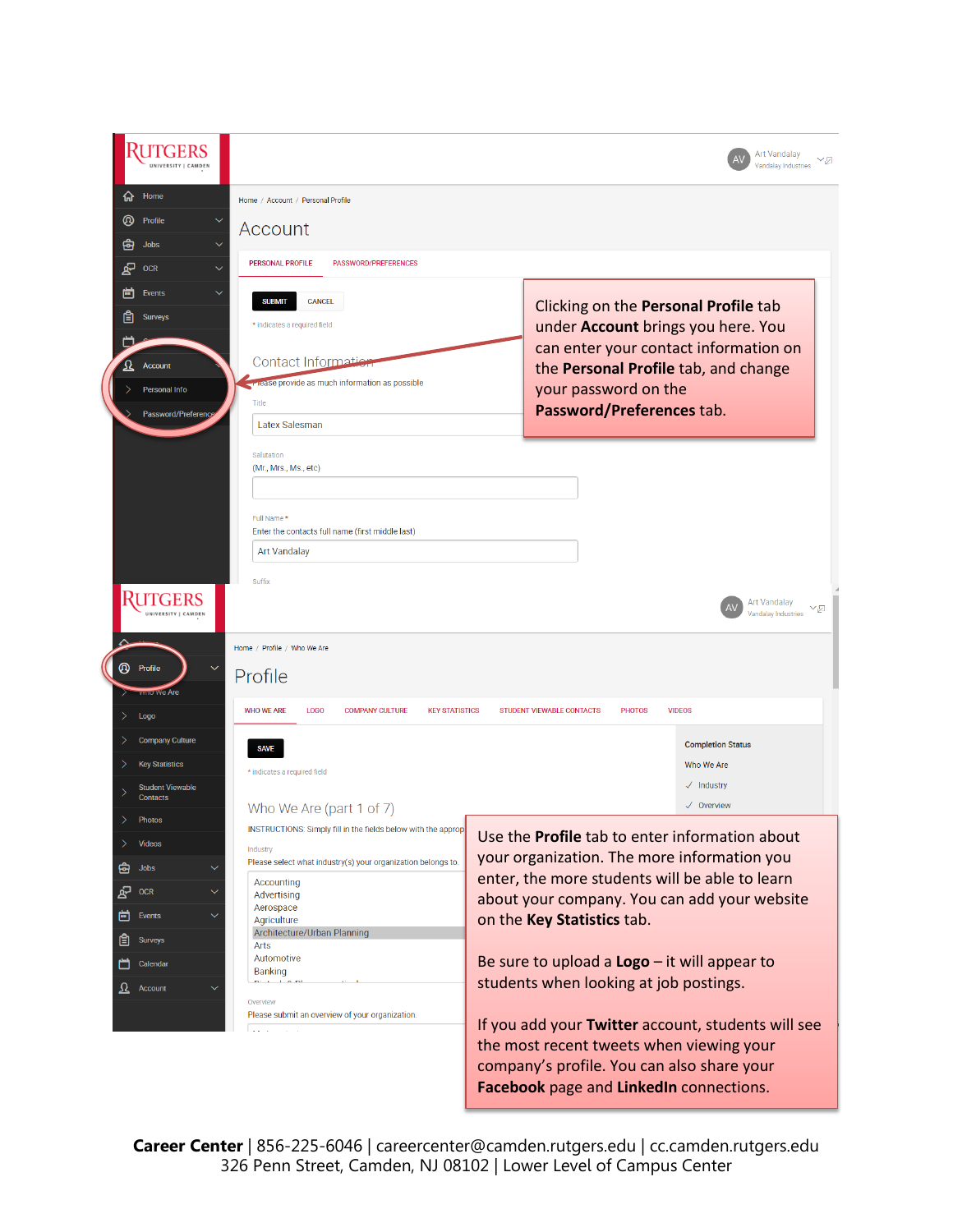Clicking on the **Personal Profile** tab under **Account** brings you here. You can enter your contact information on the **Personal Profile** tab, and change your password on the **Password/Preferences** tab.

Use the **Profile** tab to enter information about your organization. The more information you enter, the more students will be able to learn about your company. You can add your website on the **Key Statistics** tab.

Be sure to upload a **Logo** – it will appear to students when looking at job postings.

If you add your **Twitter** account, students will see the most recent tweets when viewing your company's profile. You can also share your **Facebook** page and **LinkedIn** connections.

**Career Center** | 856-225-6046 | careercenter@camden.rutgers.edu | cc.camden.rutgers.edu
326 Penn Street, Camden, NJ 08102 | Lower Level of Campus Center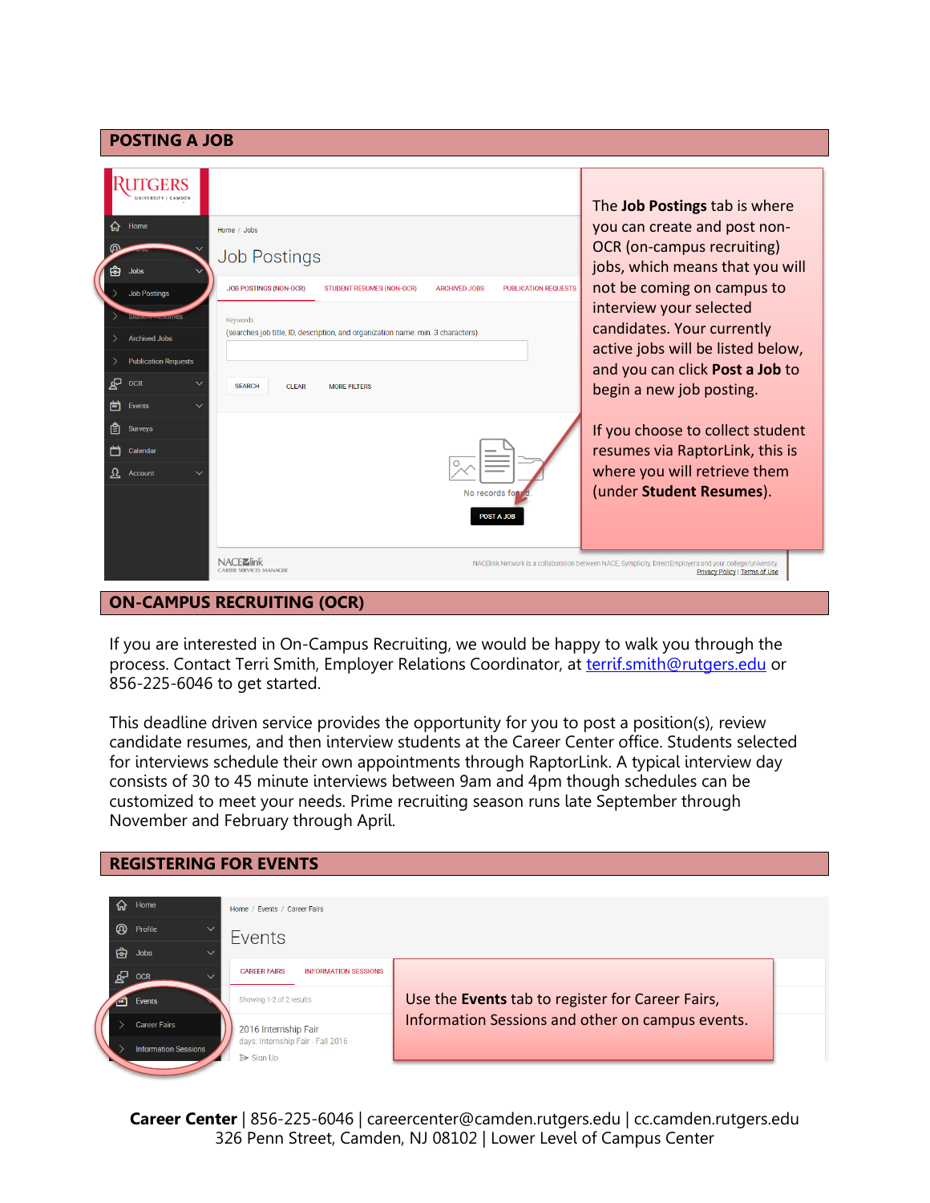## POSTING A JOB

The **Job Postings** tab is where you can create and post non-OCR (on-campus recruiting) jobs, which means that you will not be coming on campus to interview your selected candidates. Your currently active jobs will be listed below, and you can click **Post a Job** to begin a new job posting.

If you choose to collect student resumes via RaptorLink, this is where you will retrieve them (under **Student Resumes**).

## ON-CAMPUS RECRUITING (OCR)

If you are interested in On-Campus Recruiting, we would be happy to walk you through the process. Contact Terri Smith, Employer Relations Coordinator, at terrif.smith@rutgers.edu or 856-225-6046 to get started.

This deadline driven service provides the opportunity for you to post a position(s), review candidate resumes, and then interview students at the Career Center office. Students selected for interviews schedule their own appointments through RaptorLink. A typical interview day consists of 30 to 45 minute interviews between 9am and 4pm though schedules can be customized to meet your needs. Prime recruiting season runs late September through November and February through April.

## REGISTERING FOR EVENTS

Use the **Events** tab to register for Career Fairs, Information Sessions and other on campus events.

**Career Center** | 856-225-6046 | careercenter@camden.rutgers.edu | cc.camden.rutgers.edu
326 Penn Street, Camden, NJ 08102 | Lower Level of Campus Center